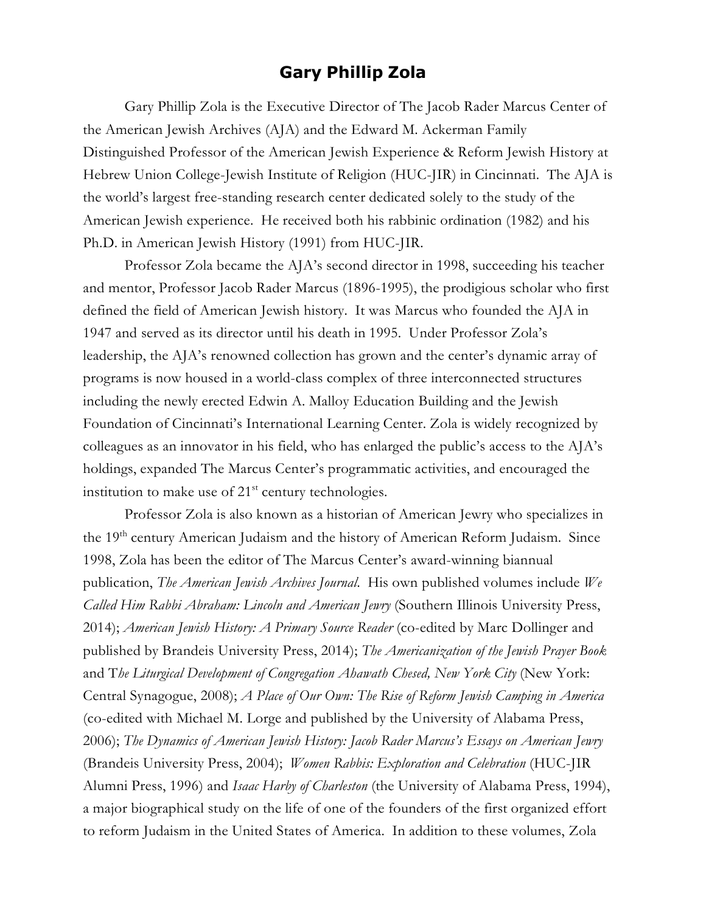# Gary Phillip Zola

Gary Phillip Zola is the Executive Director of The Jacob Rader Marcus Center of the American Jewish Archives (AJA) and the Edward M. Ackerman Family Distinguished Professor of the American Jewish Experience & Reform Jewish History at Hebrew Union College-Jewish Institute of Religion (HUC-JIR) in Cincinnati. The AJA is the world's largest free-standing research center dedicated solely to the study of the American Jewish experience. He received both his rabbinic ordination (1982) and his Ph.D. in American Jewish History (1991) from HUC-JIR.

Professor Zola became the AJA's second director in 1998, succeeding his teacher and mentor, Professor Jacob Rader Marcus (1896-1995), the prodigious scholar who first defined the field of American Jewish history. It was Marcus who founded the AJA in 1947 and served as its director until his death in 1995. Under Professor Zola's leadership, the AJA's renowned collection has grown and the center's dynamic array of programs is now housed in a world-class complex of three interconnected structures including the newly erected Edwin A. Malloy Education Building and the Jewish Foundation of Cincinnati's International Learning Center. Zola is widely recognized by colleagues as an innovator in his field, who has enlarged the public's access to the AJA's holdings, expanded The Marcus Center's programmatic activities, and encouraged the institution to make use of 21st century technologies.

Professor Zola is also known as a historian of American Jewry who specializes in the 19th century American Judaism and the history of American Reform Judaism. Since 1998, Zola has been the editor of The Marcus Center's award-winning biannual publication, *The American Jewish Archives Journal*. His own published volumes include *We Called Him Rabbi Abraham: Lincoln and American Jewry* (Southern Illinois University Press, 2014); *American Jewish History: A Primary Source Reader* (co-edited by Marc Dollinger and published by Brandeis University Press, 2014); *The Americanization of the Jewish Prayer Book* and T*he Liturgical Development of Congregation Ahawath Chesed, New York City* (New York: Central Synagogue, 2008); *A Place of Our Own: The Rise of Reform Jewish Camping in America* (co-edited with Michael M. Lorge and published by the University of Alabama Press, 2006); *The Dynamics of American Jewish History: Jacob Rader Marcus's Essays on American Jewry* (Brandeis University Press, 2004); *Women Rabbis: Exploration and Celebration* (HUC-JIR Alumni Press, 1996) and *Isaac Harby of Charleston* (the University of Alabama Press, 1994), a major biographical study on the life of one of the founders of the first organized effort to reform Judaism in the United States of America. In addition to these volumes, Zola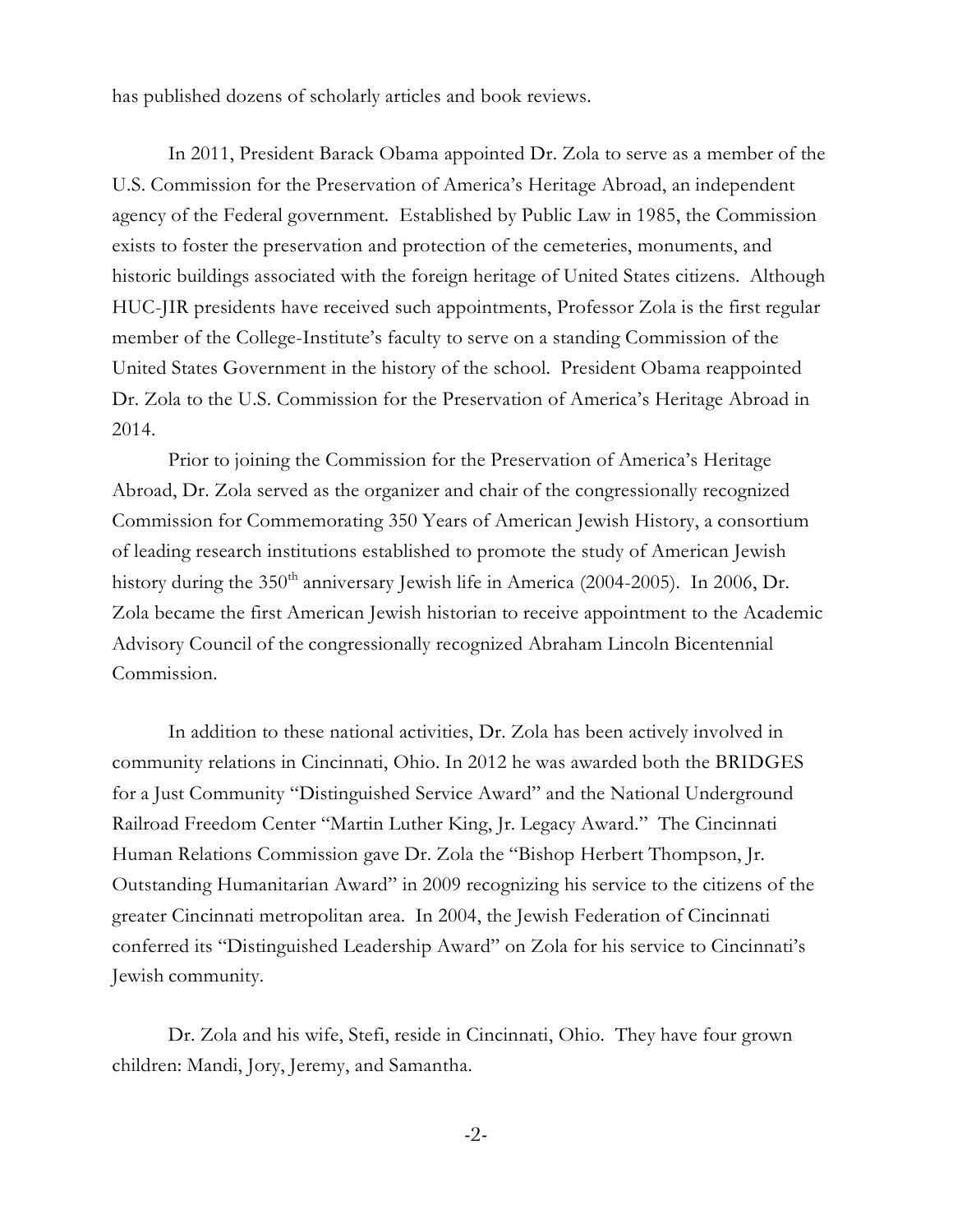has published dozens of scholarly articles and book reviews.

In 2011, President Barack Obama appointed Dr. Zola to serve as a member of the U.S. Commission for the Preservation of America's Heritage Abroad, an independent agency of the Federal government. Established by Public Law in 1985, the Commission exists to foster the preservation and protection of the cemeteries, monuments, and historic buildings associated with the foreign heritage of United States citizens. Although HUC-JIR presidents have received such appointments, Professor Zola is the first regular member of the College-Institute's faculty to serve on a standing Commission of the United States Government in the history of the school. President Obama reappointed Dr. Zola to the U.S. Commission for the Preservation of America's Heritage Abroad in 2014.

Prior to joining the Commission for the Preservation of America's Heritage Abroad, Dr. Zola served as the organizer and chair of the congressionally recognized Commission for Commemorating 350 Years of American Jewish History, a consortium of leading research institutions established to promote the study of American Jewish history during the 350th anniversary Jewish life in America (2004-2005). In 2006, Dr. Zola became the first American Jewish historian to receive appointment to the Academic Advisory Council of the congressionally recognized Abraham Lincoln Bicentennial Commission.

In addition to these national activities, Dr. Zola has been actively involved in community relations in Cincinnati, Ohio. In 2012 he was awarded both the BRIDGES for a Just Community "Distinguished Service Award" and the National Underground Railroad Freedom Center "Martin Luther King, Jr. Legacy Award." The Cincinnati Human Relations Commission gave Dr. Zola the "Bishop Herbert Thompson, Jr. Outstanding Humanitarian Award" in 2009 recognizing his service to the citizens of the greater Cincinnati metropolitan area. In 2004, the Jewish Federation of Cincinnati conferred its "Distinguished Leadership Award" on Zola for his service to Cincinnati's Jewish community.

Dr. Zola and his wife, Stefi, reside in Cincinnati, Ohio. They have four grown children: Mandi, Jory, Jeremy, and Samantha.